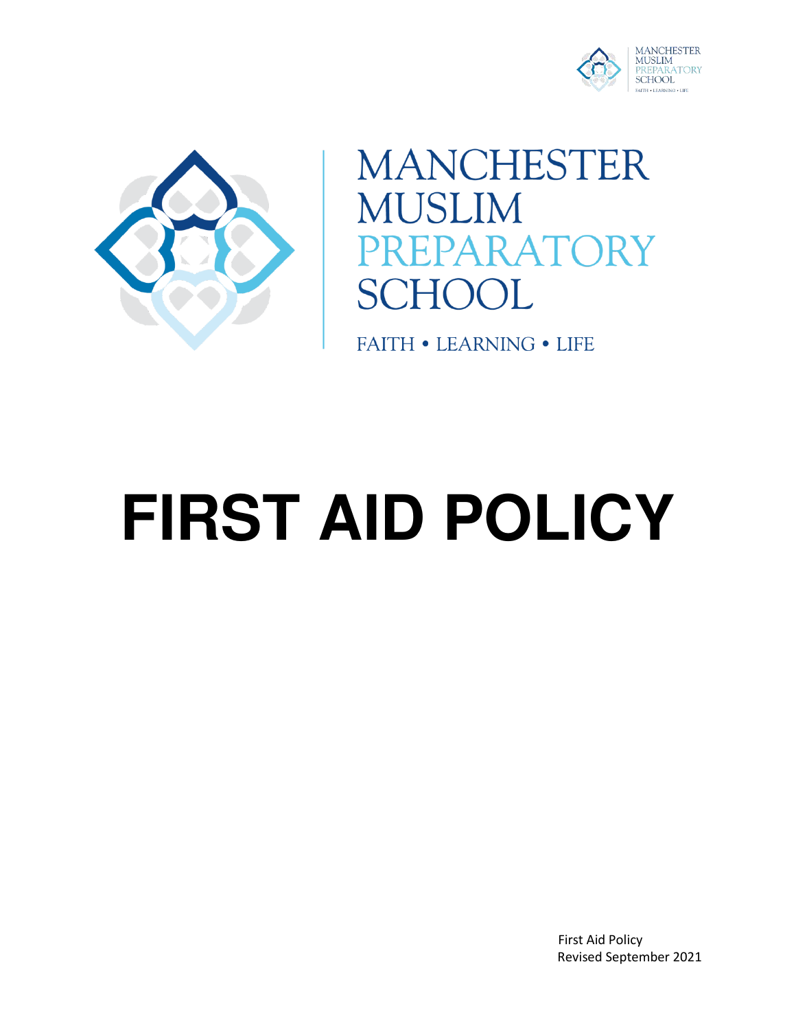MANCHESTER
MUSLIM
PREPARATORY
SCHOOL

FAITH • LEARNING • LIFE

# FIRST AID POLICY

First Aid Policy
Revised September 2021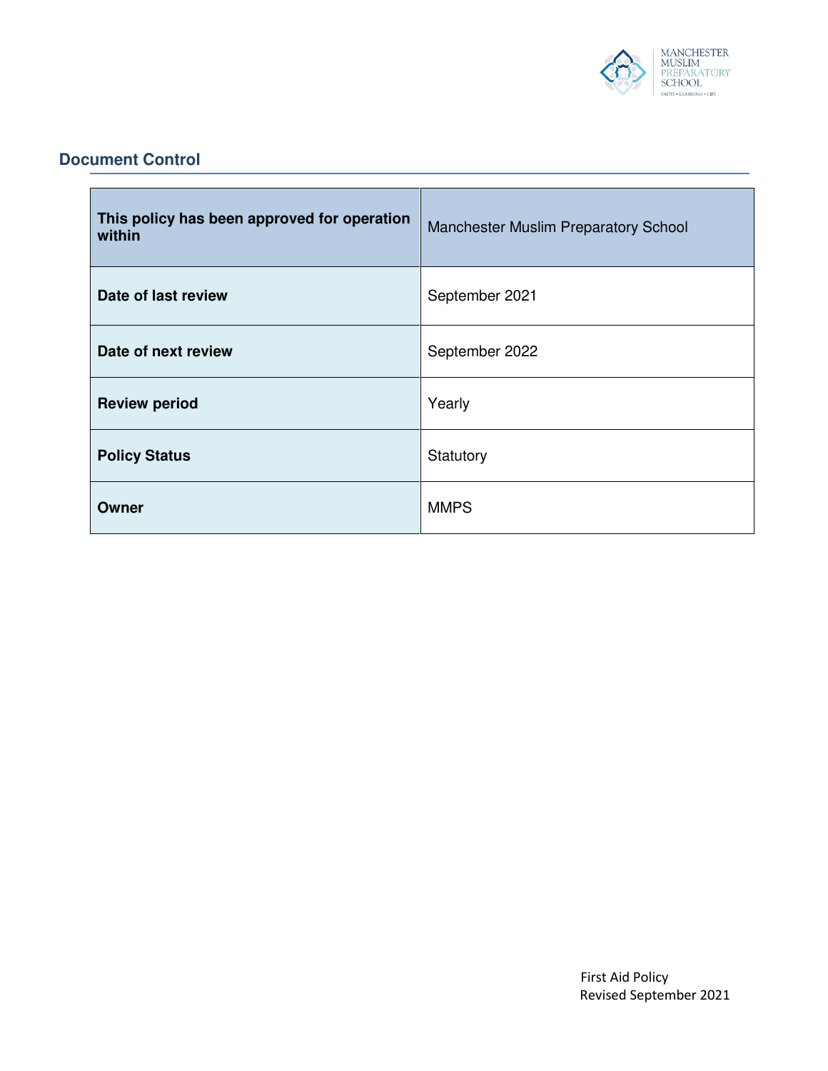## Document Control

| This policy has been approved for operation within | Manchester Muslim Preparatory School |
|---|---|
| **Date of last review** | September 2021 |
| **Date of next review** | September 2022 |
| **Review period** | Yearly |
| **Policy Status** | Statutory |
| **Owner** | MMPS |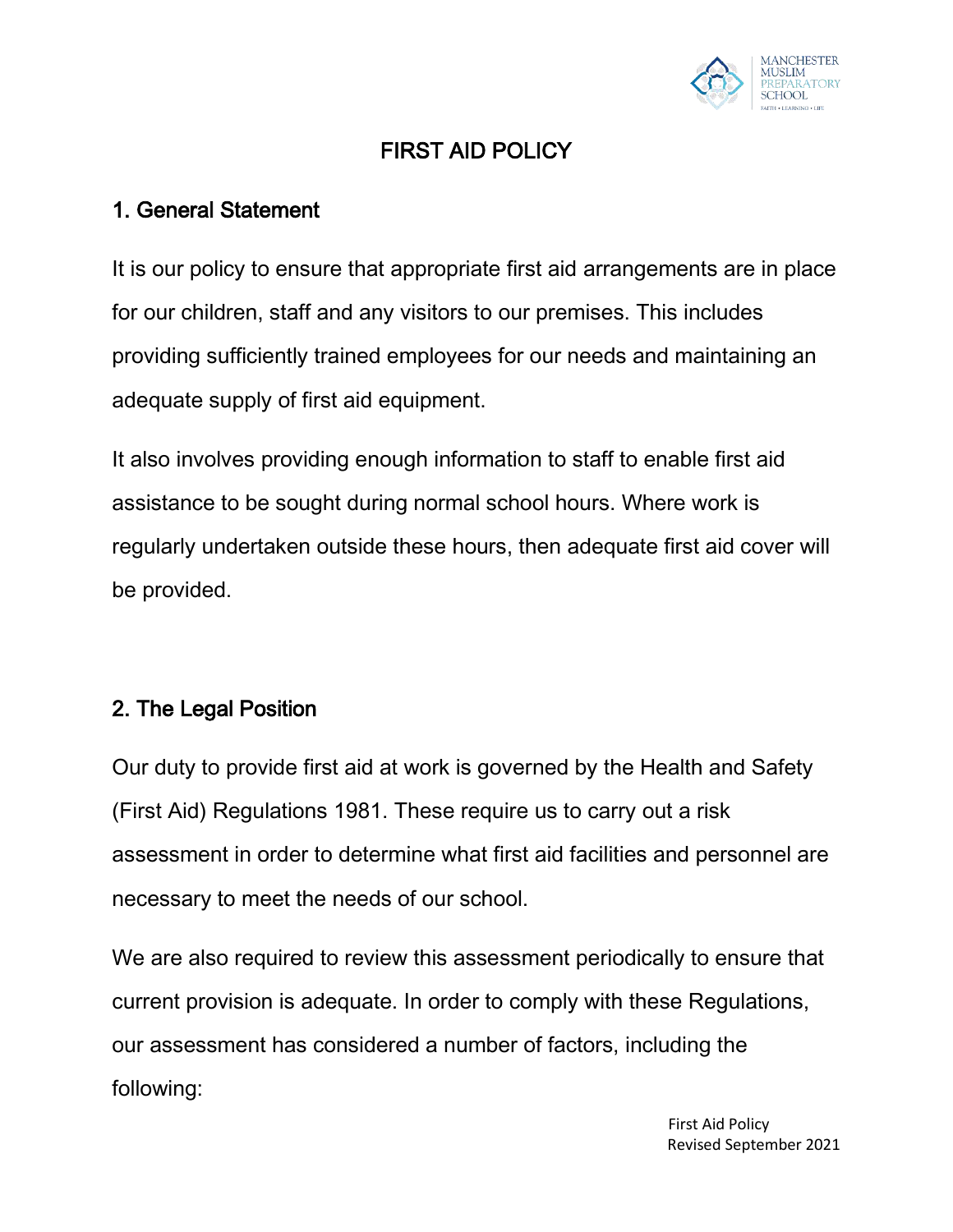# FIRST AID POLICY

## 1. General Statement

It is our policy to ensure that appropriate first aid arrangements are in place for our children, staff and any visitors to our premises. This includes providing sufficiently trained employees for our needs and maintaining an adequate supply of first aid equipment.

It also involves providing enough information to staff to enable first aid assistance to be sought during normal school hours. Where work is regularly undertaken outside these hours, then adequate first aid cover will be provided.

## 2. The Legal Position

Our duty to provide first aid at work is governed by the Health and Safety (First Aid) Regulations 1981. These require us to carry out a risk assessment in order to determine what first aid facilities and personnel are necessary to meet the needs of our school.

We are also required to review this assessment periodically to ensure that current provision is adequate. In order to comply with these Regulations, our assessment has considered a number of factors, including the following: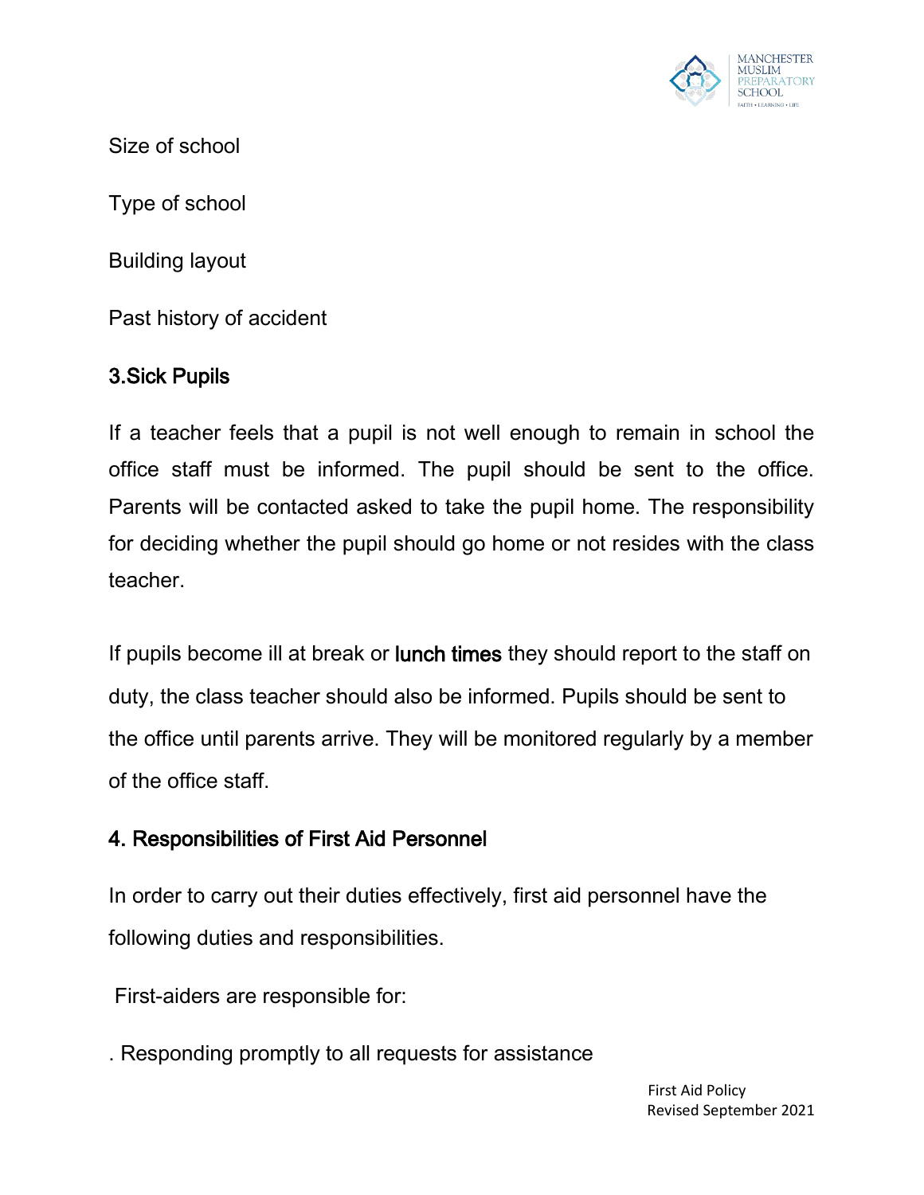Size of school

Type of school

Building layout

Past history of accident

## 3.Sick Pupils

If a teacher feels that a pupil is not well enough to remain in school the office staff must be informed. The pupil should be sent to the office. Parents will be contacted asked to take the pupil home. The responsibility for deciding whether the pupil should go home or not resides with the class teacher.

If pupils become ill at break or lunch times they should report to the staff on duty, the class teacher should also be informed. Pupils should be sent to the office until parents arrive. They will be monitored regularly by a member of the office staff.

## 4. Responsibilities of First Aid Personnel

In order to carry out their duties effectively, first aid personnel have the following duties and responsibilities.

First-aiders are responsible for:

. Responding promptly to all requests for assistance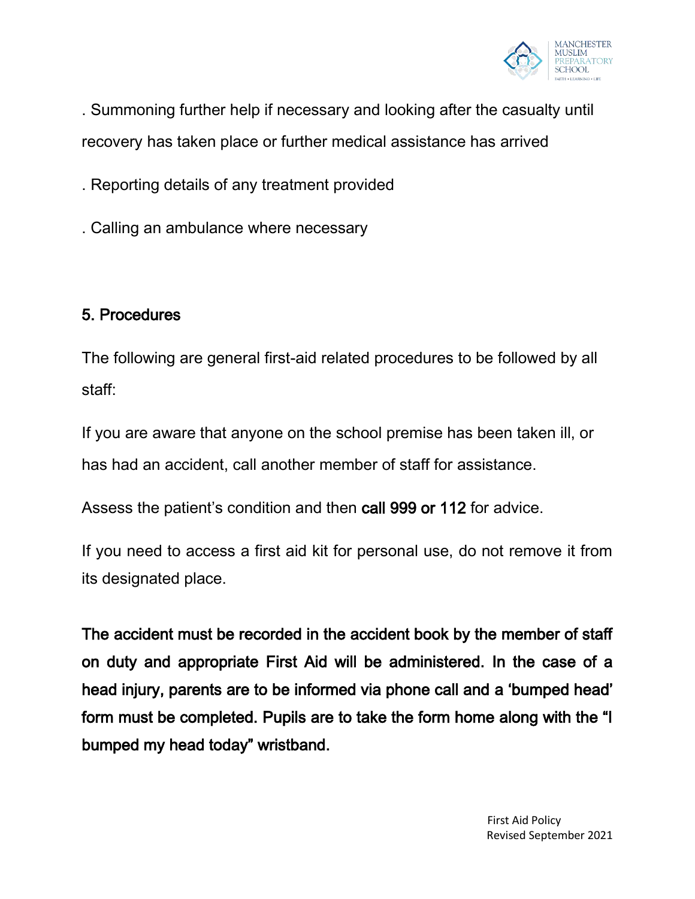. Summoning further help if necessary and looking after the casualty until recovery has taken place or further medical assistance has arrived

. Reporting details of any treatment provided

. Calling an ambulance where necessary

## 5. Procedures

The following are general first-aid related procedures to be followed by all staff:

If you are aware that anyone on the school premise has been taken ill, or has had an accident, call another member of staff for assistance.

Assess the patient's condition and then **call 999 or 112** for advice.

If you need to access a first aid kit for personal use, do not remove it from its designated place.

**The accident must be recorded in the accident book by the member of staff on duty and appropriate First Aid will be administered. In the case of a head injury, parents are to be informed via phone call and a 'bumped head' form must be completed. Pupils are to take the form home along with the "I bumped my head today" wristband.**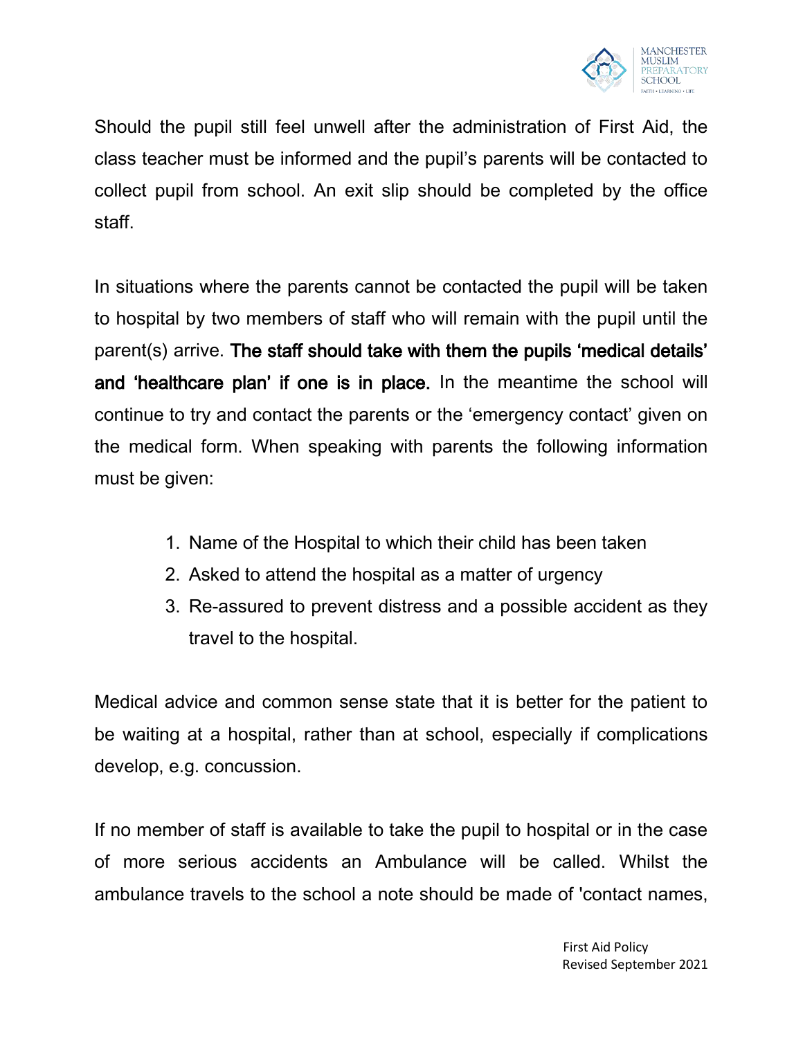Should the pupil still feel unwell after the administration of First Aid, the class teacher must be informed and the pupil's parents will be contacted to collect pupil from school. An exit slip should be completed by the office staff.

In situations where the parents cannot be contacted the pupil will be taken to hospital by two members of staff who will remain with the pupil until the parent(s) arrive. **The staff should take with them the pupils 'medical details' and 'healthcare plan' if one is in place.** In the meantime the school will continue to try and contact the parents or the 'emergency contact' given on the medical form. When speaking with parents the following information must be given:

1. Name of the Hospital to which their child has been taken
2. Asked to attend the hospital as a matter of urgency
3. Re-assured to prevent distress and a possible accident as they travel to the hospital.

Medical advice and common sense state that it is better for the patient to be waiting at a hospital, rather than at school, especially if complications develop, e.g. concussion.

If no member of staff is available to take the pupil to hospital or in the case of more serious accidents an Ambulance will be called. Whilst the ambulance travels to the school a note should be made of 'contact names,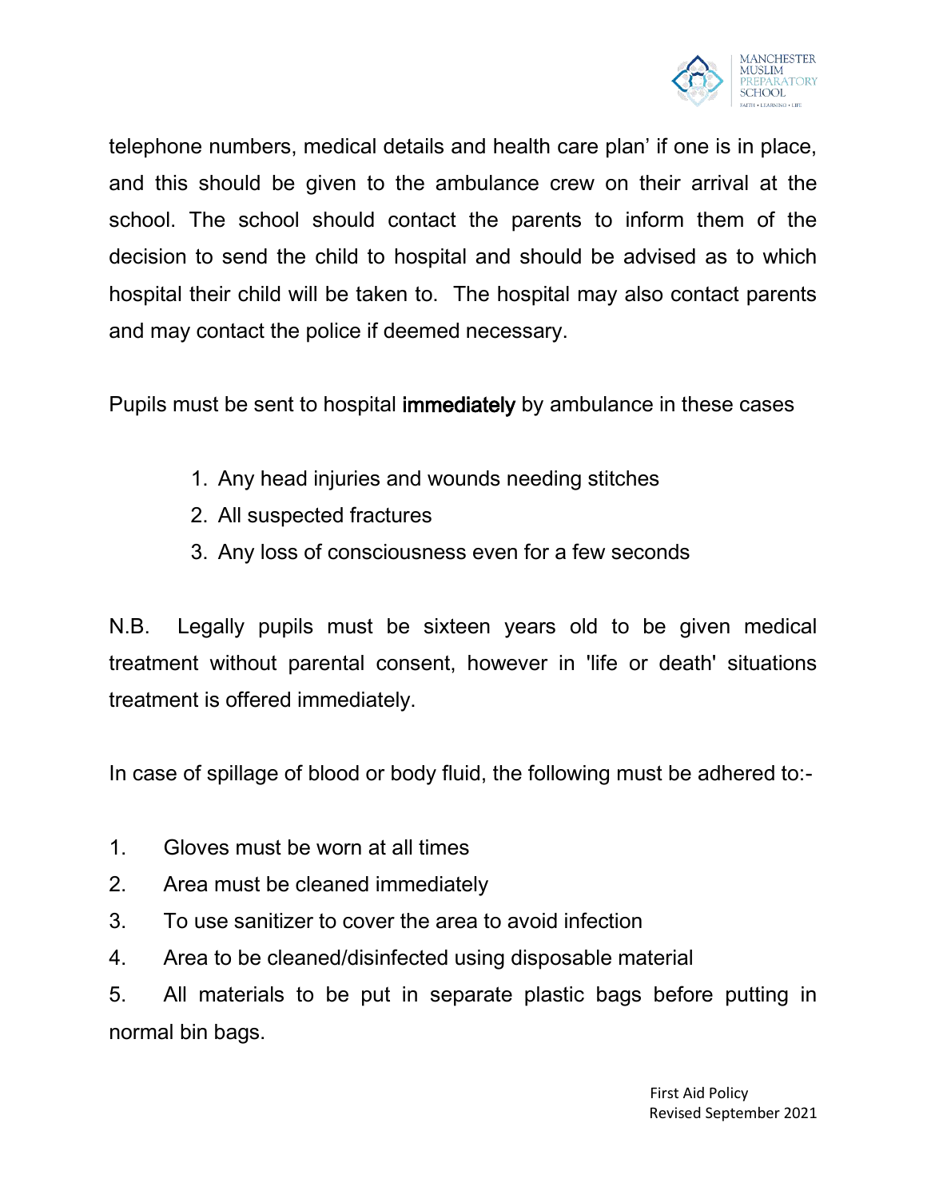telephone numbers, medical details and health care plan' if one is in place, and this should be given to the ambulance crew on their arrival at the school. The school should contact the parents to inform them of the decision to send the child to hospital and should be advised as to which hospital their child will be taken to. The hospital may also contact parents and may contact the police if deemed necessary.

Pupils must be sent to hospital **immediately** by ambulance in these cases

1. Any head injuries and wounds needing stitches
2. All suspected fractures
3. Any loss of consciousness even for a few seconds

N.B. Legally pupils must be sixteen years old to be given medical treatment without parental consent, however in 'life or death' situations treatment is offered immediately.

In case of spillage of blood or body fluid, the following must be adhered to:-

1. Gloves must be worn at all times
2. Area must be cleaned immediately
3. To use sanitizer to cover the area to avoid infection
4. Area to be cleaned/disinfected using disposable material
5. All materials to be put in separate plastic bags before putting in normal bin bags.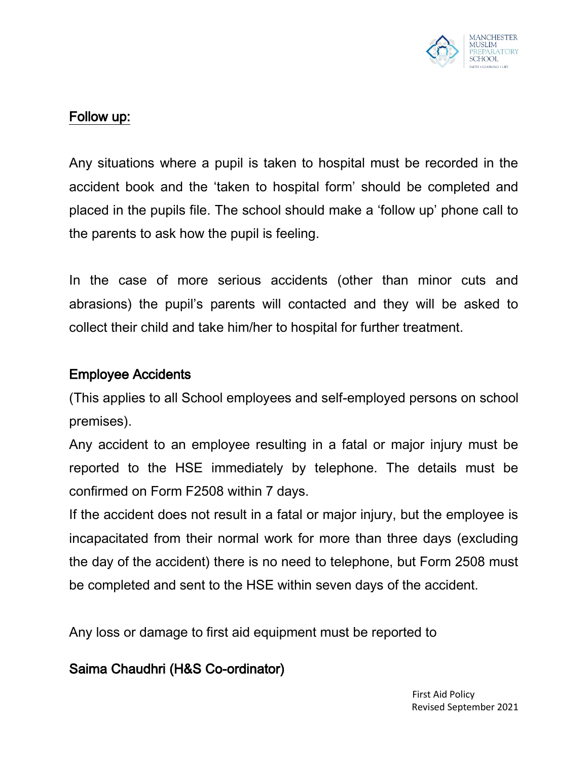## Follow up:

Any situations where a pupil is taken to hospital must be recorded in the accident book and the 'taken to hospital form' should be completed and placed in the pupils file. The school should make a 'follow up' phone call to the parents to ask how the pupil is feeling.

In the case of more serious accidents (other than minor cuts and abrasions) the pupil's parents will contacted and they will be asked to collect their child and take him/her to hospital for further treatment.

### Employee Accidents

(This applies to all School employees and self-employed persons on school premises).

Any accident to an employee resulting in a fatal or major injury must be reported to the HSE immediately by telephone. The details must be confirmed on Form F2508 within 7 days.

If the accident does not result in a fatal or major injury, but the employee is incapacitated from their normal work for more than three days (excluding the day of the accident) there is no need to telephone, but Form 2508 must be completed and sent to the HSE within seven days of the accident.

Any loss or damage to first aid equipment must be reported to

### Saima Chaudhri (H&S Co-ordinator)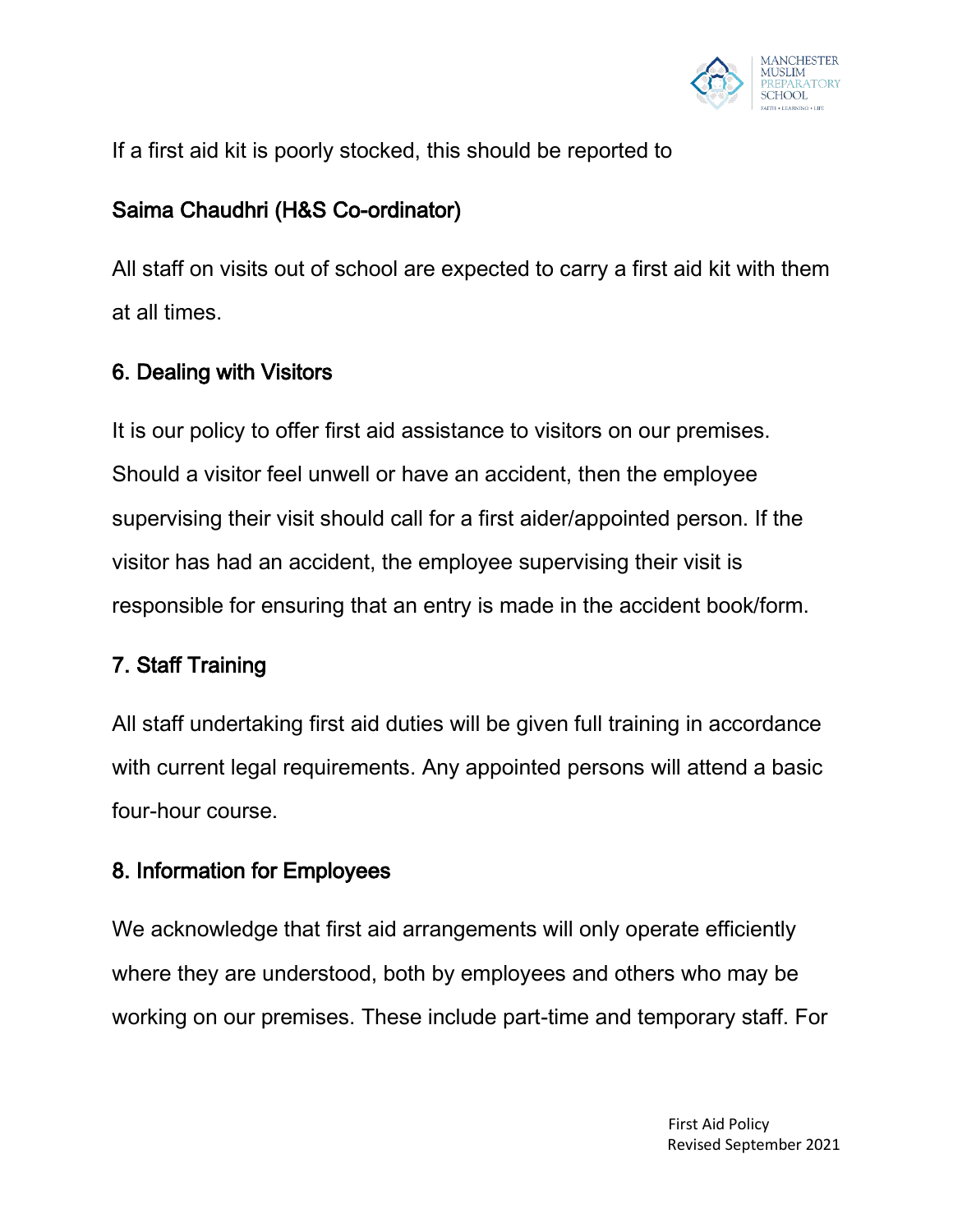If a first aid kit is poorly stocked, this should be reported to

**Saima Chaudhri (H&S Co-ordinator)**

All staff on visits out of school are expected to carry a first aid kit with them at all times.

## 6. Dealing with Visitors

It is our policy to offer first aid assistance to visitors on our premises. Should a visitor feel unwell or have an accident, then the employee supervising their visit should call for a first aider/appointed person. If the visitor has had an accident, the employee supervising their visit is responsible for ensuring that an entry is made in the accident book/form.

## 7. Staff Training

All staff undertaking first aid duties will be given full training in accordance with current legal requirements. Any appointed persons will attend a basic four-hour course.

## 8. Information for Employees

We acknowledge that first aid arrangements will only operate efficiently where they are understood, both by employees and others who may be working on our premises. These include part-time and temporary staff. For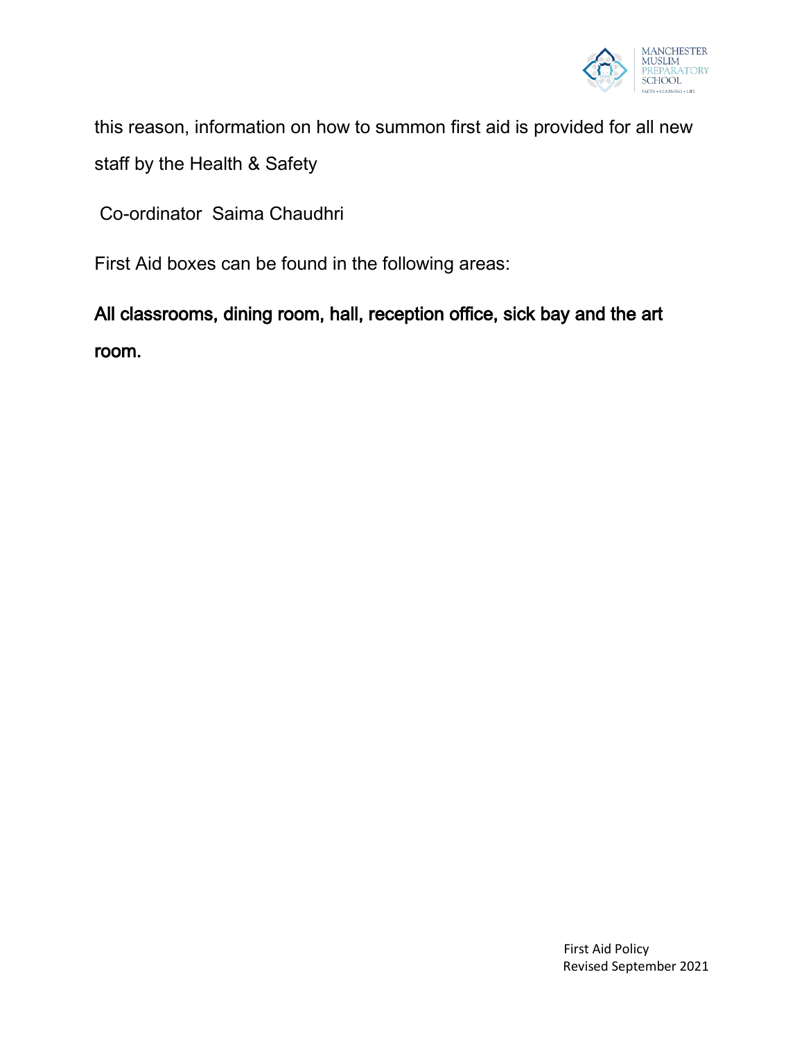this reason, information on how to summon first aid is provided for all new staff by the Health & Safety

Co-ordinator Saima Chaudhri

First Aid boxes can be found in the following areas:

**All classrooms, dining room, hall, reception office, sick bay and the art room.**